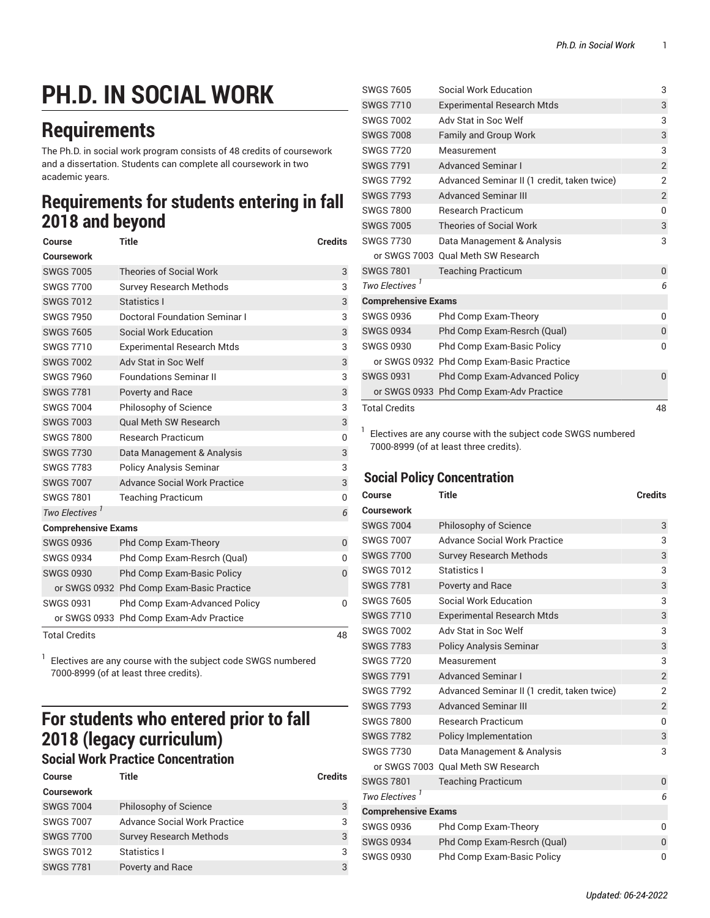# PH.D. IN SOCIAL WORK

## Requirements

The Ph.D. in social work program consists of 48 credits of coursework and a dissertation. Students can complete all coursework in two academic years.

## Requirements for students entering in fall 2018 and beyond

| Course | Title | Credits |
|---|---|---|
| **Coursework** | | |
| SWGS 7005 | Theories of Social Work | 3 |
| SWGS 7700 | Survey Research Methods | 3 |
| SWGS 7012 | Statistics I | 3 |
| SWGS 7950 | Doctoral Foundation Seminar I | 3 |
| SWGS 7605 | Social Work Education | 3 |
| SWGS 7710 | Experimental Research Mtds | 3 |
| SWGS 7002 | Adv Stat in Soc Welf | 3 |
| SWGS 7960 | Foundations Seminar II | 3 |
| SWGS 7781 | Poverty and Race | 3 |
| SWGS 7004 | Philosophy of Science | 3 |
| SWGS 7003 | Qual Meth SW Research | 3 |
| SWGS 7800 | Research Practicum | 0 |
| SWGS 7730 | Data Management & Analysis | 3 |
| SWGS 7783 | Policy Analysis Seminar | 3 |
| SWGS 7007 | Advance Social Work Practice | 3 |
| SWGS 7801 | Teaching Practicum | 0 |
| *Two Electives* [1] | | *6* |
| **Comprehensive Exams** | | |
| SWGS 0936 | Phd Comp Exam-Theory | 0 |
| SWGS 0934 | Phd Comp Exam-Resrch (Qual) | 0 |
| SWGS 0930 | Phd Comp Exam-Basic Policy | 0 |
| or SWGS 0932 | Phd Comp Exam-Basic Practice | |
| SWGS 0931 | Phd Comp Exam-Advanced Policy | 0 |
| or SWGS 0933 | Phd Comp Exam-Adv Practice | |
| Total Credits | | 48 |

[1] Electives are any course with the subject code SWGS numbered 7000-8999 (of at least three credits).

## For students who entered prior to fall 2018 (legacy curriculum)

### Social Work Practice Concentration

| Course | Title | Credits |
|---|---|---|
| **Coursework** | | |
| SWGS 7004 | Philosophy of Science | 3 |
| SWGS 7007 | Advance Social Work Practice | 3 |
| SWGS 7700 | Survey Research Methods | 3 |
| SWGS 7012 | Statistics I | 3 |
| SWGS 7781 | Poverty and Race | 3 |
| SWGS 7605 | Social Work Education | 3 |
| SWGS 7710 | Experimental Research Mtds | 3 |
| SWGS 7002 | Adv Stat in Soc Welf | 3 |
| SWGS 7008 | Family and Group Work | 3 |
| SWGS 7720 | Measurement | 3 |
| SWGS 7791 | Advanced Seminar I | 2 |
| SWGS 7792 | Advanced Seminar II (1 credit, taken twice) | 2 |
| SWGS 7793 | Advanced Seminar III | 2 |
| SWGS 7800 | Research Practicum | 0 |
| SWGS 7005 | Theories of Social Work | 3 |
| SWGS 7730 | Data Management & Analysis | 3 |
| or SWGS 7003 | Qual Meth SW Research | |
| SWGS 7801 | Teaching Practicum | 0 |
| *Two Electives* [1] | | *6* |
| **Comprehensive Exams** | | |
| SWGS 0936 | Phd Comp Exam-Theory | 0 |
| SWGS 0934 | Phd Comp Exam-Resrch (Qual) | 0 |
| SWGS 0930 | Phd Comp Exam-Basic Policy | 0 |
| or SWGS 0932 | Phd Comp Exam-Basic Practice | |
| SWGS 0931 | Phd Comp Exam-Advanced Policy | 0 |
| or SWGS 0933 | Phd Comp Exam-Adv Practice | |
| Total Credits | | 48 |

[1] Electives are any course with the subject code SWGS numbered 7000-8999 (of at least three credits).

### Social Policy Concentration

| Course | Title | Credits |
|---|---|---|
| **Coursework** | | |
| SWGS 7004 | Philosophy of Science | 3 |
| SWGS 7007 | Advance Social Work Practice | 3 |
| SWGS 7700 | Survey Research Methods | 3 |
| SWGS 7012 | Statistics I | 3 |
| SWGS 7781 | Poverty and Race | 3 |
| SWGS 7605 | Social Work Education | 3 |
| SWGS 7710 | Experimental Research Mtds | 3 |
| SWGS 7002 | Adv Stat in Soc Welf | 3 |
| SWGS 7783 | Policy Analysis Seminar | 3 |
| SWGS 7720 | Measurement | 3 |
| SWGS 7791 | Advanced Seminar I | 2 |
| SWGS 7792 | Advanced Seminar II (1 credit, taken twice) | 2 |
| SWGS 7793 | Advanced Seminar III | 2 |
| SWGS 7800 | Research Practicum | 0 |
| SWGS 7782 | Policy Implementation | 3 |
| SWGS 7730 | Data Management & Analysis | 3 |
| or SWGS 7003 | Qual Meth SW Research | |
| SWGS 7801 | Teaching Practicum | 0 |
| *Two Electives* [1] | | *6* |
| **Comprehensive Exams** | | |
| SWGS 0936 | Phd Comp Exam-Theory | 0 |
| SWGS 0934 | Phd Comp Exam-Resrch (Qual) | 0 |
| SWGS 0930 | Phd Comp Exam-Basic Policy | 0 |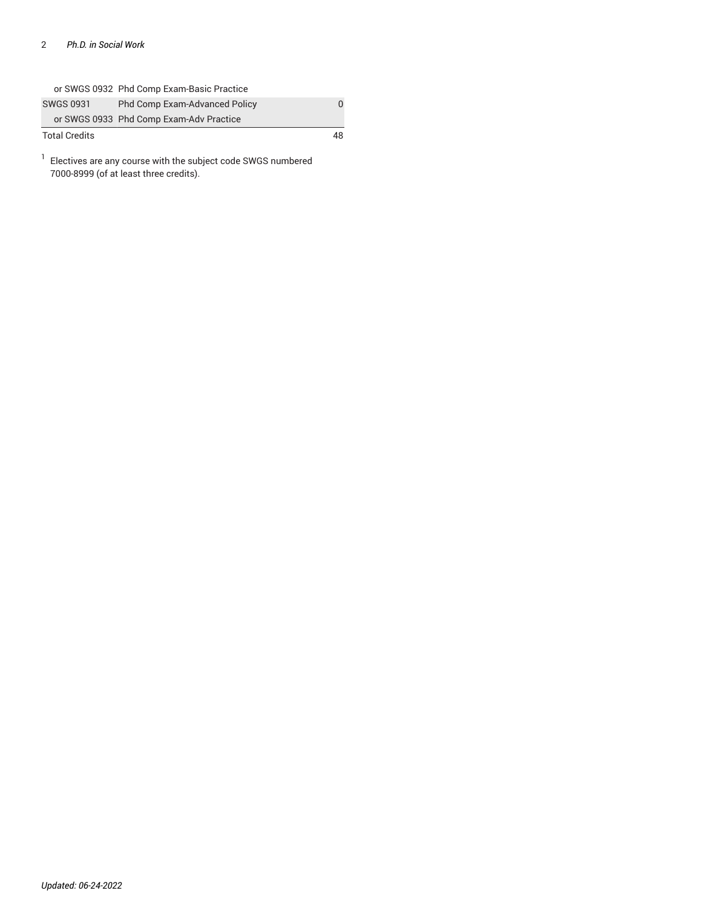| | | |
|---|---|---|
| or SWGS 0932 | Phd Comp Exam-Basic Practice | |
| SWGS 0931 | Phd Comp Exam-Advanced Policy | 0 |
| or SWGS 0933 | Phd Comp Exam-Adv Practice | |
| Total Credits | | 48 |

[1] Electives are any course with the subject code SWGS numbered 7000-8999 (of at least three credits).

*Updated: 06-24-2022*